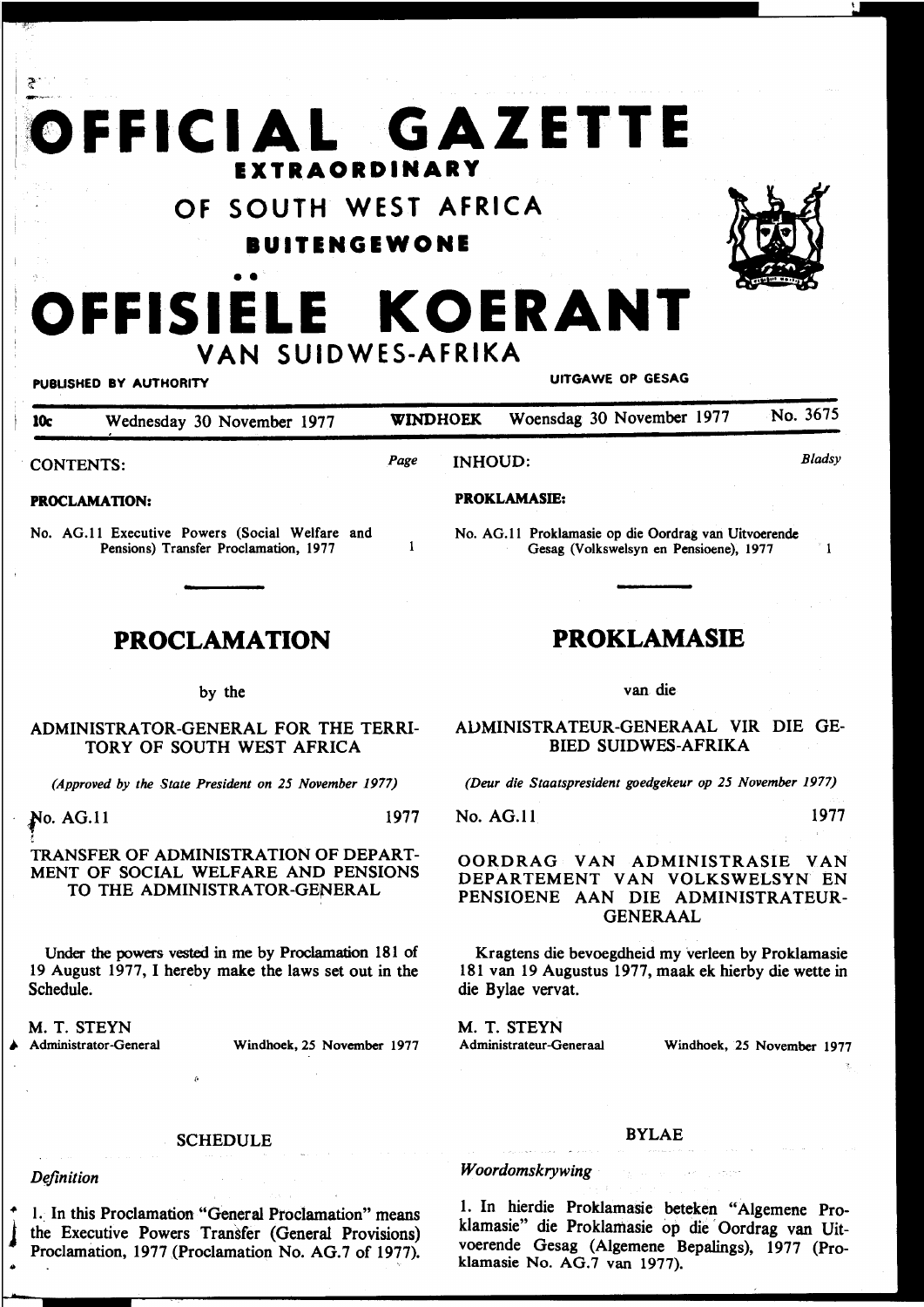# OFFICIAL GAZETTE EXTRAORDINARY OF SOUTH WEST AFRICA

# BUITENGEWONE OFFISIËLE KOERANT VAN SUIDWES-AFRIKA

PUBLISHED BY AUTHORITY — UITGAWE OP GESAG

10c — Wednesday 30 November 1977 — WINDHOEK — Woensdag 30 November 1977 — No. 3675

CONTENTS: *Page*

**PROCLAMATION:**

No. AG.11 Executive Powers (Social Welfare and Pensions) Transfer Proclamation, 1977 — 1

## PROCLAMATION

by the

ADMINISTRATOR-GENERAL FOR THE TERRITORY OF SOUTH WEST AFRICA

*(Approved by the State President on 25 November 1977)*

No. AG.11 — 1977

TRANSFER OF ADMINISTRATION OF DEPARTMENT OF SOCIAL WELFARE AND PENSIONS TO THE ADMINISTRATOR-GENERAL

Under the powers vested in me by Proclamation 181 of 19 August 1977, I hereby make the laws set out in the Schedule.

M. T. STEYN
Administrator-General — Windhoek, 25 November 1977

SCHEDULE

*Definition*

1. In this Proclamation "General Proclamation" means the Executive Powers Transfer (General Provisions) Proclamation, 1977 (Proclamation No. AG.7 of 1977).

INHOUD: *Bladsy*

**PROKLAMASIE:**

No. AG.11 Proklamasie op die Oordrag van Uitvoerende Gesag (Volkswelsyn en Pensioene), 1977 — 1

## PROKLAMASIE

van die

ADMINISTRATEUR-GENERAAL VIR DIE GEBIED SUIDWES-AFRIKA

*(Deur die Staatspresident goedgekeur op 25 November 1977)*

No. AG.11 — 1977

OORDRAG VAN ADMINISTRASIE VAN DEPARTEMENT VAN VOLKSWELSYN EN PENSIOENE AAN DIE ADMINISTRATEUR-GENERAAL

Kragtens die bevoegdheid my verleen by Proklamasie 181 van 19 Augustus 1977, maak ek hierby die wette in die Bylae vervat.

M. T. STEYN
Administrateur-Generaal — Windhoek, 25 November 1977

BYLAE

*Woordomskrywing*

1. In hierdie Proklamasie beteken "Algemene Proklamasie" die Proklamasie op die Oordrag van Uitvoerende Gesag (Algemene Bepalings), 1977 (Proklamasie No. AG.7 van 1977).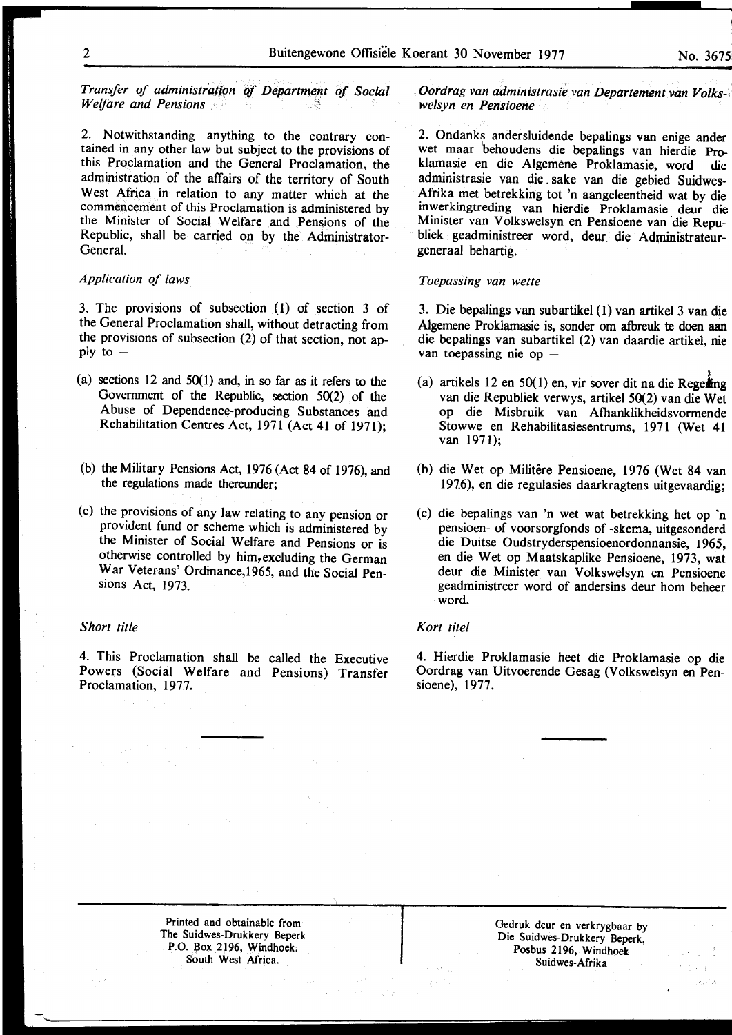*Transfer of administration of Department of Social Welfare and Pensions*

2. Notwithstanding anything to the contrary contained in any other law but subject to the provisions of this Proclamation and the General Proclamation, the administration of the affairs of the territory of South West Africa in relation to any matter which at the commencement of this Proclamation is administered by the Minister of Social Welfare and Pensions of the Republic, shall be carried on by the Administrator-General.

*Application of laws*

3. The provisions of subsection (1) of section 3 of the General Proclamation shall, without detracting from the provisions of subsection (2) of that section, not apply to —

(a) sections 12 and 50(1) and, in so far as it refers to the Government of the Republic, section 50(2) of the Abuse of Dependence-producing Substances and Rehabilitation Centres Act, 1971 (Act 41 of 1971);

(b) the Military Pensions Act, 1976 (Act 84 of 1976), and the regulations made thereunder;

(c) the provisions of any law relating to any pension or provident fund or scheme which is administered by the Minister of Social Welfare and Pensions or is otherwise controlled by him, excluding the German War Veterans' Ordinance, 1965, and the Social Pensions Act, 1973.

*Short title*

4. This Proclamation shall be called the Executive Powers (Social Welfare and Pensions) Transfer Proclamation, 1977.

---

*Oordrag van administrasie van Departement van Volkswelsyn en Pensioene*

2. Ondanks andersluidende bepalings van enige ander wet maar behoudens die bepalings van hierdie Proklamasie en die Algemene Proklamasie, word die administrasie van die sake van die gebied Suidwes-Afrika met betrekking tot 'n aangeleentheid wat by die inwerkingtreding van hierdie Proklamasie deur die Minister van Volkswelsyn en Pensioene van die Republiek geadministreer word, deur die Administrateur-generaal behartig.

*Toepassing van wette*

3. Die bepalings van subartikel (1) van artikel 3 van die Algemene Proklamasie is, sonder om afbreuk te doen aan die bepalings van subartikel (2) van daardie artikel, nie van toepassing nie op —

(a) artikels 12 en 50(1) en, vir sover dit na die Regering van die Republiek verwys, artikel 50(2) van die Wet op die Misbruik van Afhanklikheidsvormende Stowwe en Rehabilitasiesentrums, 1971 (Wet 41 van 1971);

(b) die Wet op Militêre Pensioene, 1976 (Wet 84 van 1976), en die regulasies daarkragtens uitgevaardig;

(c) die bepalings van 'n wet wat betrekking het op 'n pensioen- of voorsorgfonds of -skema, uitgesonderd die Duitse Oudstryderspensioenordonnansie, 1965, en die Wet op Maatskaplike Pensioene, 1973, wat deur die Minister van Volkswelsyn en Pensioene geadministreer word of andersins deur hom beheer word.

*Kort titel*

4. Hierdie Proklamasie heet die Proklamasie op die Oordrag van Uitvoerende Gesag (Volkswelsyn en Pensioene), 1977.

---

Printed and obtainable from
The Suidwes-Drukkery Beperk
P.O. Box 2196, Windhoek.
South West Africa.

Gedruk deur en verkrygbaar by
Die Suidwes-Drukkery Beperk,
Posbus 2196, Windhoek
Suidwes-Afrika